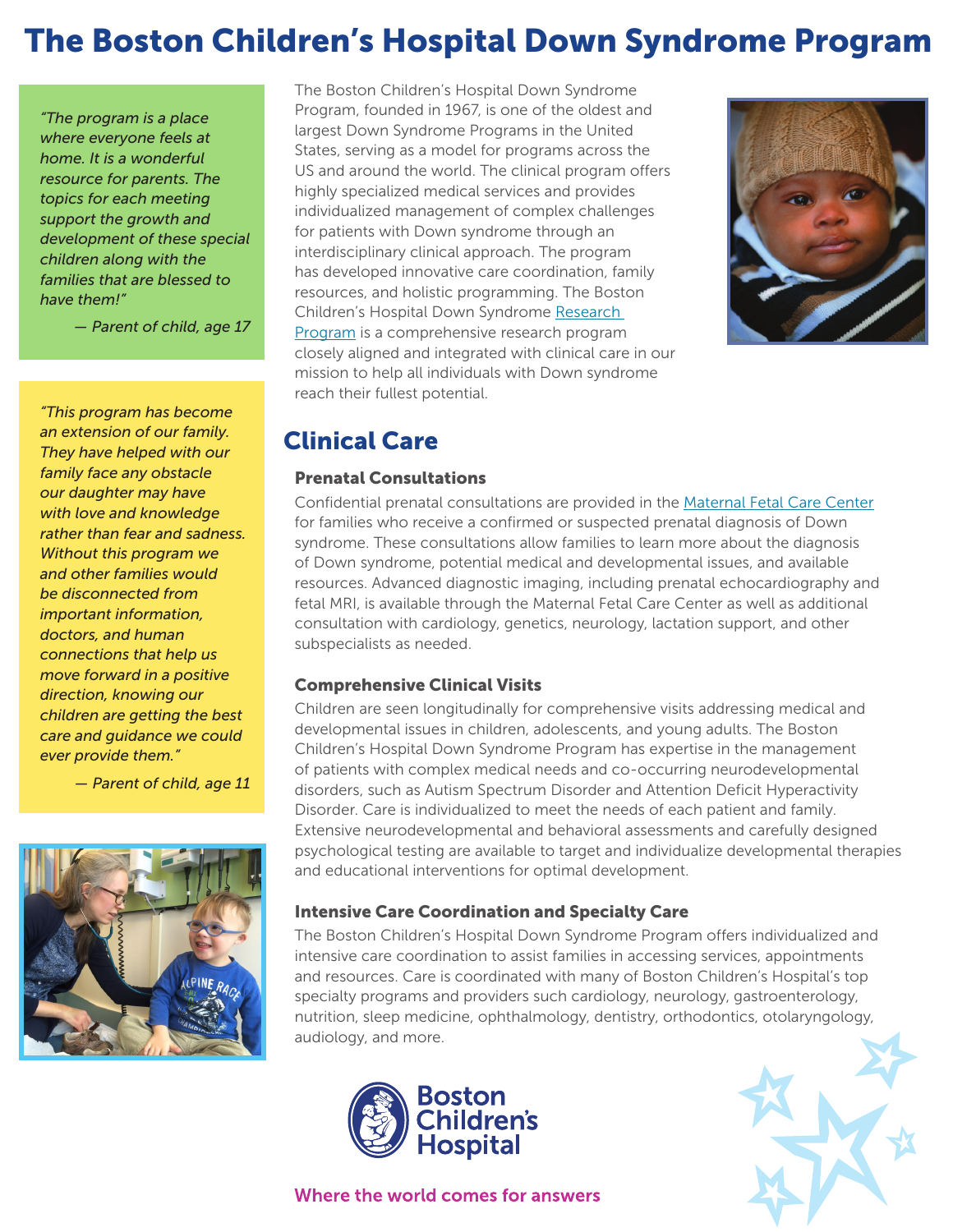# The Boston Children's Hospital Down Syndrome Program

*"The program is a place where everyone feels at home. It is a wonderful resource for parents. The topics for each meeting support the growth and development of these special children along with the families that are blessed to have them!"*

*— Parent of child, age 17*

*"This program has become an extension of our family. They have helped with our family face any obstacle our daughter may have with love and knowledge rather than fear and sadness. Without this program we and other families would be disconnected from important information, doctors, and human connections that help us move forward in a positive direction, knowing our children are getting the best care and guidance we could ever provide them."*

*— Parent of child, age 11*

The Boston Children's Hospital Down Syndrome Program, founded in 1967, is one of the oldest and largest Down Syndrome Programs in the United States, serving as a model for programs across the US and around the world. The clinical program offers highly specialized medical services and provides individualized management of complex challenges for patients with Down syndrome through an interdisciplinary clinical approach. The program has developed innovative care coordination, family resources, and holistic programming. The Boston Children's Hospital Down Syndrome Research Program is a comprehensive research program closely aligned and integrated with clinical care in our mission to help all individuals with Down syndrome reach their fullest potential.

## Clinical Care

### Prenatal Consultations

Confidential prenatal consultations are provided in the Maternal Fetal Care Center for families who receive a confirmed or suspected prenatal diagnosis of Down syndrome. These consultations allow families to learn more about the diagnosis of Down syndrome, potential medical and developmental issues, and available resources. Advanced diagnostic imaging, including prenatal echocardiography and fetal MRI, is available through the Maternal Fetal Care Center as well as additional consultation with cardiology, genetics, neurology, lactation support, and other subspecialists as needed.

### Comprehensive Clinical Visits

Children are seen longitudinally for comprehensive visits addressing medical and developmental issues in children, adolescents, and young adults. The Boston Children's Hospital Down Syndrome Program has expertise in the management of patients with complex medical needs and co-occurring neurodevelopmental disorders, such as Autism Spectrum Disorder and Attention Deficit Hyperactivity Disorder. Care is individualized to meet the needs of each patient and family. Extensive neurodevelopmental and behavioral assessments and carefully designed psychological testing are available to target and individualize developmental therapies and educational interventions for optimal development.

### Intensive Care Coordination and Specialty Care

The Boston Children's Hospital Down Syndrome Program offers individualized and intensive care coordination to assist families in accessing services, appointments and resources. Care is coordinated with many of Boston Children's Hospital's top specialty programs and providers such cardiology, neurology, gastroenterology, nutrition, sleep medicine, ophthalmology, dentistry, orthodontics, otolaryngology, audiology, and more.

Boston Children's Hospital

Where the world comes for answers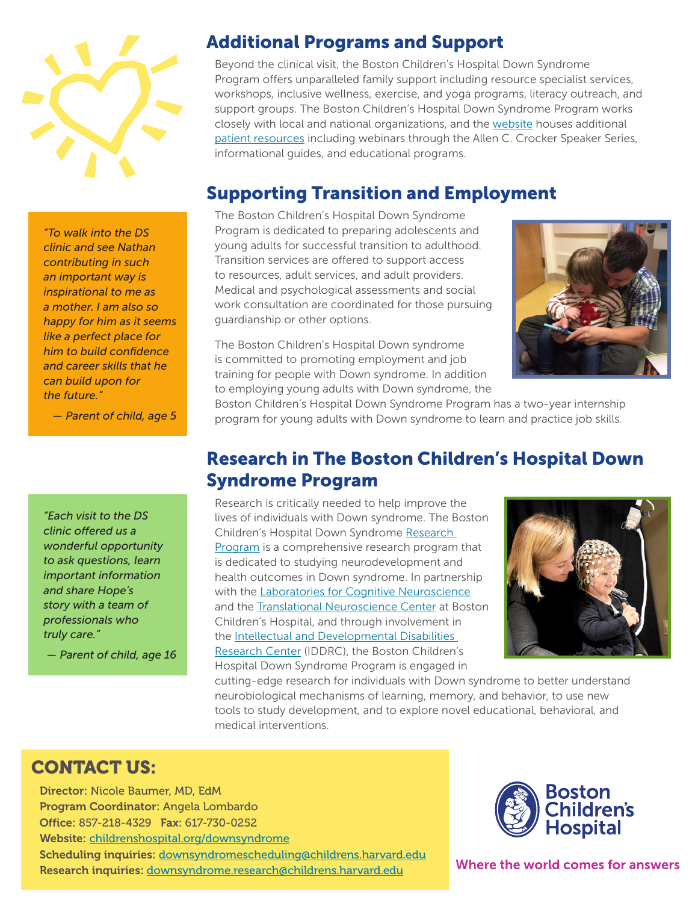## Additional Programs and Support

Beyond the clinical visit, the Boston Children's Hospital Down Syndrome Program offers unparalleled family support including resource specialist services, workshops, inclusive wellness, exercise, and yoga programs, literacy outreach, and support groups. The Boston Children's Hospital Down Syndrome Program works closely with local and national organizations, and the website houses additional patient resources including webinars through the Allen C. Crocker Speaker Series, informational guides, and educational programs.

> *"To walk into the DS clinic and see Nathan contributing in such an important way is inspirational to me as a mother. I am also so happy for him as it seems like a perfect place for him to build confidence and career skills that he can build upon for the future."*
>
> *— Parent of child, age 5*

## Supporting Transition and Employment

The Boston Children's Hospital Down Syndrome Program is dedicated to preparing adolescents and young adults for successful transition to adulthood. Transition services are offered to support access to resources, adult services, and adult providers. Medical and psychological assessments and social work consultation are coordinated for those pursuing guardianship or other options.

The Boston Children's Hospital Down syndrome is committed to promoting employment and job training for people with Down syndrome. In addition to employing young adults with Down syndrome, the Boston Children's Hospital Down Syndrome Program has a two-year internship program for young adults with Down syndrome to learn and practice job skills.

> *"Each visit to the DS clinic offered us a wonderful opportunity to ask questions, learn important information and share Hope's story with a team of professionals who truly care."*
>
> *— Parent of child, age 16*

## Research in The Boston Children's Hospital Down Syndrome Program

Research is critically needed to help improve the lives of individuals with Down syndrome. The Boston Children's Hospital Down Syndrome Research Program is a comprehensive research program that is dedicated to studying neurodevelopment and health outcomes in Down syndrome. In partnership with the Laboratories for Cognitive Neuroscience and the Translational Neuroscience Center at Boston Children's Hospital, and through involvement in the Intellectual and Developmental Disabilities Research Center (IDDRC), the Boston Children's Hospital Down Syndrome Program is engaged in cutting-edge research for individuals with Down syndrome to better understand neurobiological mechanisms of learning, memory, and behavior, to use new tools to study development, and to explore novel educational, behavioral, and medical interventions.

## CONTACT US:

**Director:** Nicole Baumer, MD, EdM
**Program Coordinator:** Angela Lombardo
**Office:** 857-218-4329 **Fax:** 617-730-0252
**Website:** childrenshospital.org/downsyndrome
**Scheduling inquiries:** downsyndromescheduling@childrens.harvard.edu
**Research inquiries:** downsyndrome.research@childrens.harvard.edu

Boston Children's Hospital

Where the world comes for answers